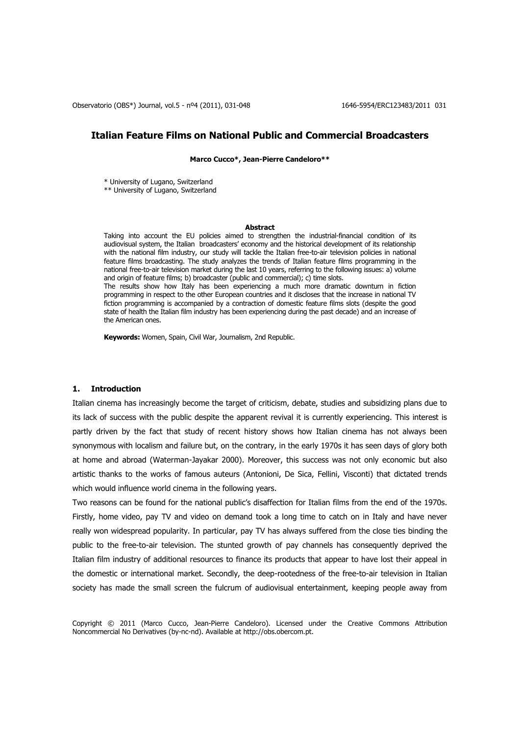# Italian Feature Films on National Public and Commercial Broadcasters

**Marco Cucco*, Jean-Pierre Candeloro****

\* University of Lugano, Switzerland
\*\* University of Lugano, Switzerland

**Abstract**

Taking into account the EU policies aimed to strengthen the industrial-financial condition of its audiovisual system, the Italian broadcasters' economy and the historical development of its relationship with the national film industry, our study will tackle the Italian free-to-air television policies in national feature films broadcasting. The study analyzes the trends of Italian feature films programming in the national free-to-air television market during the last 10 years, referring to the following issues: a) volume and origin of feature films; b) broadcaster (public and commercial); c) time slots.

The results show how Italy has been experiencing a much more dramatic downturn in fiction programming in respect to the other European countries and it discloses that the increase in national TV fiction programming is accompanied by a contraction of domestic feature films slots (despite the good state of health the Italian film industry has been experiencing during the past decade) and an increase of the American ones.

**Keywords:** Women, Spain, Civil War, Journalism, 2nd Republic.

## 1. Introduction

Italian cinema has increasingly become the target of criticism, debate, studies and subsidizing plans due to its lack of success with the public despite the apparent revival it is currently experiencing. This interest is partly driven by the fact that study of recent history shows how Italian cinema has not always been synonymous with localism and failure but, on the contrary, in the early 1970s it has seen days of glory both at home and abroad (Waterman-Jayakar 2000). Moreover, this success was not only economic but also artistic thanks to the works of famous auteurs (Antonioni, De Sica, Fellini, Visconti) that dictated trends which would influence world cinema in the following years.

Two reasons can be found for the national public's disaffection for Italian films from the end of the 1970s. Firstly, home video, pay TV and video on demand took a long time to catch on in Italy and have never really won widespread popularity. In particular, pay TV has always suffered from the close ties binding the public to the free-to-air television. The stunted growth of pay channels has consequently deprived the Italian film industry of additional resources to finance its products that appear to have lost their appeal in the domestic or international market. Secondly, the deep-rootedness of the free-to-air television in Italian society has made the small screen the fulcrum of audiovisual entertainment, keeping people away from

Copyright © 2011 (Marco Cucco, Jean-Pierre Candeloro). Licensed under the Creative Commons Attribution Noncommercial No Derivatives (by-nc-nd). Available at http://obs.obercom.pt.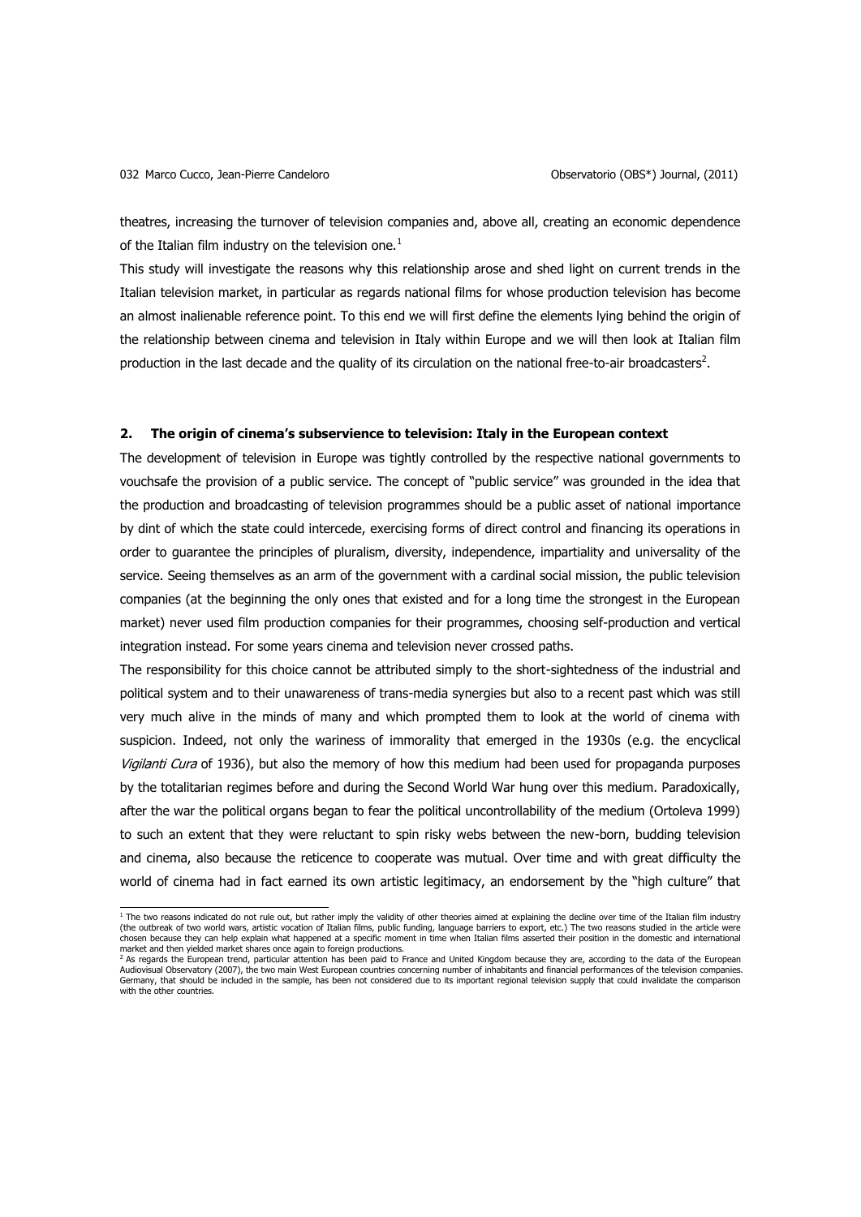theatres, increasing the turnover of television companies and, above all, creating an economic dependence of the Italian film industry on the television one.[1]

This study will investigate the reasons why this relationship arose and shed light on current trends in the Italian television market, in particular as regards national films for whose production television has become an almost inalienable reference point. To this end we will first define the elements lying behind the origin of the relationship between cinema and television in Italy within Europe and we will then look at Italian film production in the last decade and the quality of its circulation on the national free-to-air broadcasters[2].

## 2. The origin of cinema's subservience to television: Italy in the European context

The development of television in Europe was tightly controlled by the respective national governments to vouchsafe the provision of a public service. The concept of "public service" was grounded in the idea that the production and broadcasting of television programmes should be a public asset of national importance by dint of which the state could intercede, exercising forms of direct control and financing its operations in order to guarantee the principles of pluralism, diversity, independence, impartiality and universality of the service. Seeing themselves as an arm of the government with a cardinal social mission, the public television companies (at the beginning the only ones that existed and for a long time the strongest in the European market) never used film production companies for their programmes, choosing self-production and vertical integration instead. For some years cinema and television never crossed paths.

The responsibility for this choice cannot be attributed simply to the short-sightedness of the industrial and political system and to their unawareness of trans-media synergies but also to a recent past which was still very much alive in the minds of many and which prompted them to look at the world of cinema with suspicion. Indeed, not only the wariness of immorality that emerged in the 1930s (e.g. the encyclical *Vigilanti Cura* of 1936), but also the memory of how this medium had been used for propaganda purposes by the totalitarian regimes before and during the Second World War hung over this medium. Paradoxically, after the war the political organs began to fear the political uncontrollability of the medium (Ortoleva 1999) to such an extent that they were reluctant to spin risky webs between the new-born, budding television and cinema, also because the reticence to cooperate was mutual. Over time and with great difficulty the world of cinema had in fact earned its own artistic legitimacy, an endorsement by the "high culture" that

---

[1] The two reasons indicated do not rule out, but rather imply the validity of other theories aimed at explaining the decline over time of the Italian film industry (the outbreak of two world wars, artistic vocation of Italian films, public funding, language barriers to export, etc.) The two reasons studied in the article were chosen because they can help explain what happened at a specific moment in time when Italian films asserted their position in the domestic and international market and then yielded market shares once again to foreign productions.

[2] As regards the European trend, particular attention has been paid to France and United Kingdom because they are, according to the data of the European Audiovisual Observatory (2007), the two main West European countries concerning number of inhabitants and financial performances of the television companies. Germany, that should be included in the sample, has been not considered due to its important regional television supply that could invalidate the comparison with the other countries.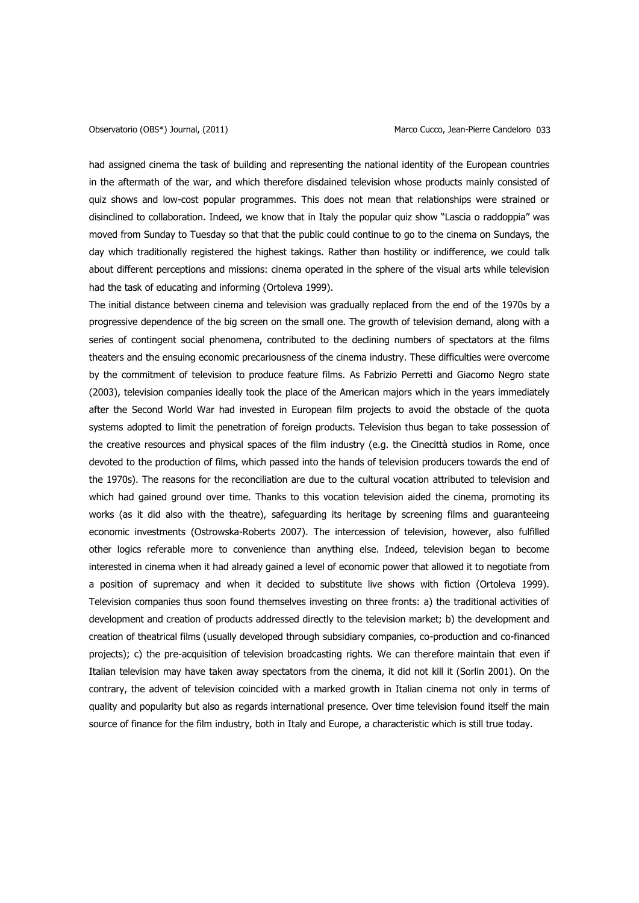had assigned cinema the task of building and representing the national identity of the European countries in the aftermath of the war, and which therefore disdained television whose products mainly consisted of quiz shows and low-cost popular programmes. This does not mean that relationships were strained or disinclined to collaboration. Indeed, we know that in Italy the popular quiz show "Lascia o raddoppia" was moved from Sunday to Tuesday so that that the public could continue to go to the cinema on Sundays, the day which traditionally registered the highest takings. Rather than hostility or indifference, we could talk about different perceptions and missions: cinema operated in the sphere of the visual arts while television had the task of educating and informing (Ortoleva 1999).

The initial distance between cinema and television was gradually replaced from the end of the 1970s by a progressive dependence of the big screen on the small one. The growth of television demand, along with a series of contingent social phenomena, contributed to the declining numbers of spectators at the films theaters and the ensuing economic precariousness of the cinema industry. These difficulties were overcome by the commitment of television to produce feature films. As Fabrizio Perretti and Giacomo Negro state (2003), television companies ideally took the place of the American majors which in the years immediately after the Second World War had invested in European film projects to avoid the obstacle of the quota systems adopted to limit the penetration of foreign products. Television thus began to take possession of the creative resources and physical spaces of the film industry (e.g. the Cinecittà studios in Rome, once devoted to the production of films, which passed into the hands of television producers towards the end of the 1970s). The reasons for the reconciliation are due to the cultural vocation attributed to television and which had gained ground over time. Thanks to this vocation television aided the cinema, promoting its works (as it did also with the theatre), safeguarding its heritage by screening films and guaranteeing economic investments (Ostrowska-Roberts 2007). The intercession of television, however, also fulfilled other logics referable more to convenience than anything else. Indeed, television began to become interested in cinema when it had already gained a level of economic power that allowed it to negotiate from a position of supremacy and when it decided to substitute live shows with fiction (Ortoleva 1999). Television companies thus soon found themselves investing on three fronts: a) the traditional activities of development and creation of products addressed directly to the television market; b) the development and creation of theatrical films (usually developed through subsidiary companies, co-production and co-financed projects); c) the pre-acquisition of television broadcasting rights. We can therefore maintain that even if Italian television may have taken away spectators from the cinema, it did not kill it (Sorlin 2001). On the contrary, the advent of television coincided with a marked growth in Italian cinema not only in terms of quality and popularity but also as regards international presence. Over time television found itself the main source of finance for the film industry, both in Italy and Europe, a characteristic which is still true today.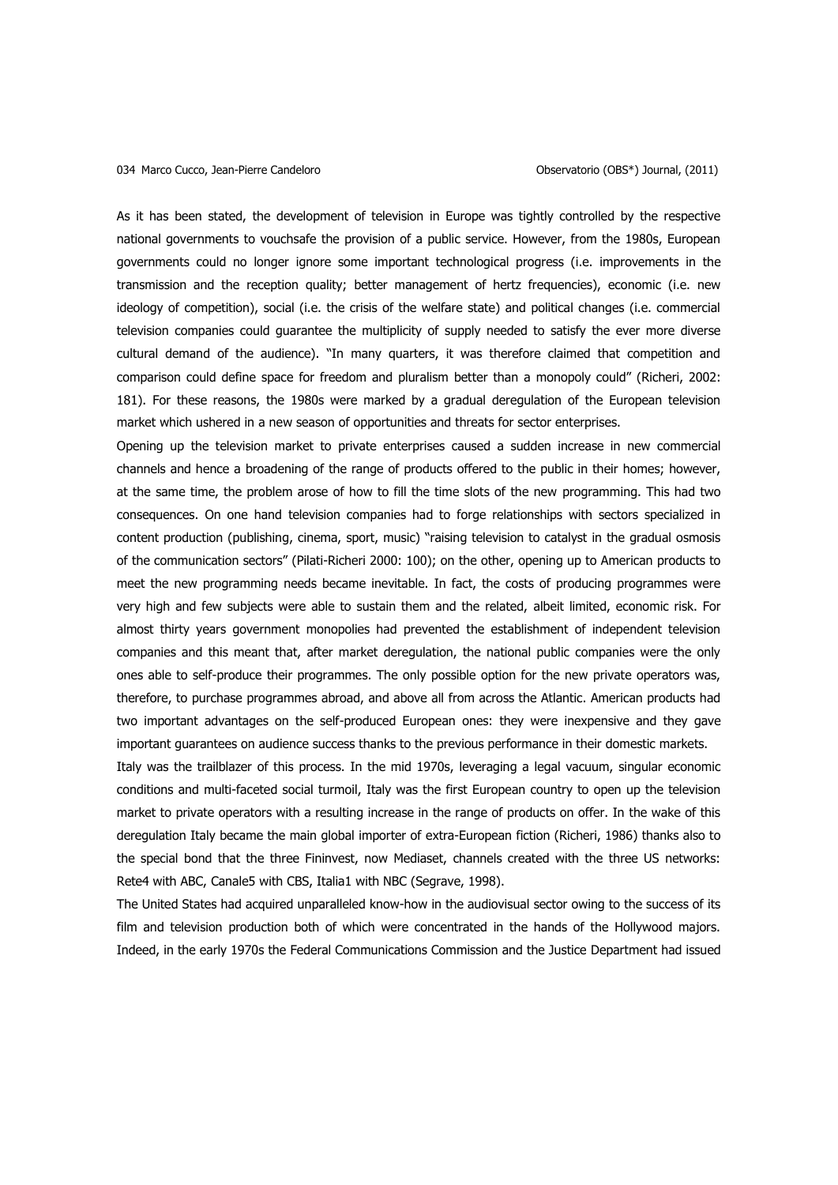As it has been stated, the development of television in Europe was tightly controlled by the respective national governments to vouchsafe the provision of a public service. However, from the 1980s, European governments could no longer ignore some important technological progress (i.e. improvements in the transmission and the reception quality; better management of hertz frequencies), economic (i.e. new ideology of competition), social (i.e. the crisis of the welfare state) and political changes (i.e. commercial television companies could guarantee the multiplicity of supply needed to satisfy the ever more diverse cultural demand of the audience). "In many quarters, it was therefore claimed that competition and comparison could define space for freedom and pluralism better than a monopoly could" (Richeri, 2002: 181). For these reasons, the 1980s were marked by a gradual deregulation of the European television market which ushered in a new season of opportunities and threats for sector enterprises.

Opening up the television market to private enterprises caused a sudden increase in new commercial channels and hence a broadening of the range of products offered to the public in their homes; however, at the same time, the problem arose of how to fill the time slots of the new programming. This had two consequences. On one hand television companies had to forge relationships with sectors specialized in content production (publishing, cinema, sport, music) "raising television to catalyst in the gradual osmosis of the communication sectors" (Pilati-Richeri 2000: 100); on the other, opening up to American products to meet the new programming needs became inevitable. In fact, the costs of producing programmes were very high and few subjects were able to sustain them and the related, albeit limited, economic risk. For almost thirty years government monopolies had prevented the establishment of independent television companies and this meant that, after market deregulation, the national public companies were the only ones able to self-produce their programmes. The only possible option for the new private operators was, therefore, to purchase programmes abroad, and above all from across the Atlantic. American products had two important advantages on the self-produced European ones: they were inexpensive and they gave important guarantees on audience success thanks to the previous performance in their domestic markets.

Italy was the trailblazer of this process. In the mid 1970s, leveraging a legal vacuum, singular economic conditions and multi-faceted social turmoil, Italy was the first European country to open up the television market to private operators with a resulting increase in the range of products on offer. In the wake of this deregulation Italy became the main global importer of extra-European fiction (Richeri, 1986) thanks also to the special bond that the three Fininvest, now Mediaset, channels created with the three US networks: Rete4 with ABC, Canale5 with CBS, Italia1 with NBC (Segrave, 1998).

The United States had acquired unparalleled know-how in the audiovisual sector owing to the success of its film and television production both of which were concentrated in the hands of the Hollywood majors. Indeed, in the early 1970s the Federal Communications Commission and the Justice Department had issued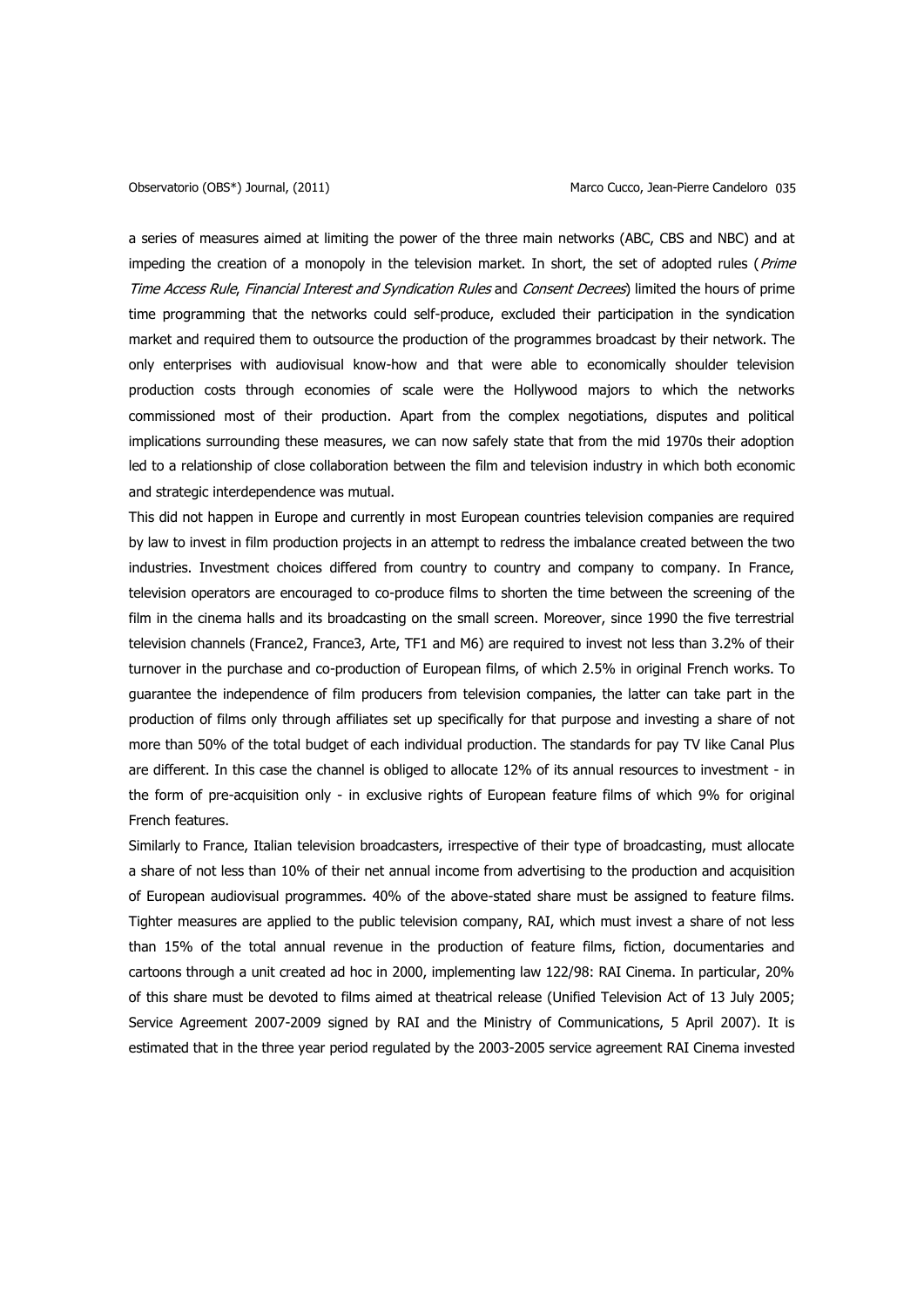a series of measures aimed at limiting the power of the three main networks (ABC, CBS and NBC) and at impeding the creation of a monopoly in the television market. In short, the set of adopted rules (*Prime Time Access Rule*, *Financial Interest and Syndication Rules* and *Consent Decrees*) limited the hours of prime time programming that the networks could self-produce, excluded their participation in the syndication market and required them to outsource the production of the programmes broadcast by their network. The only enterprises with audiovisual know-how and that were able to economically shoulder television production costs through economies of scale were the Hollywood majors to which the networks commissioned most of their production. Apart from the complex negotiations, disputes and political implications surrounding these measures, we can now safely state that from the mid 1970s their adoption led to a relationship of close collaboration between the film and television industry in which both economic and strategic interdependence was mutual.

This did not happen in Europe and currently in most European countries television companies are required by law to invest in film production projects in an attempt to redress the imbalance created between the two industries. Investment choices differed from country to country and company to company. In France, television operators are encouraged to co-produce films to shorten the time between the screening of the film in the cinema halls and its broadcasting on the small screen. Moreover, since 1990 the five terrestrial television channels (France2, France3, Arte, TF1 and M6) are required to invest not less than 3.2% of their turnover in the purchase and co-production of European films, of which 2.5% in original French works. To guarantee the independence of film producers from television companies, the latter can take part in the production of films only through affiliates set up specifically for that purpose and investing a share of not more than 50% of the total budget of each individual production. The standards for pay TV like Canal Plus are different. In this case the channel is obliged to allocate 12% of its annual resources to investment - in the form of pre-acquisition only - in exclusive rights of European feature films of which 9% for original French features.

Similarly to France, Italian television broadcasters, irrespective of their type of broadcasting, must allocate a share of not less than 10% of their net annual income from advertising to the production and acquisition of European audiovisual programmes. 40% of the above-stated share must be assigned to feature films. Tighter measures are applied to the public television company, RAI, which must invest a share of not less than 15% of the total annual revenue in the production of feature films, fiction, documentaries and cartoons through a unit created ad hoc in 2000, implementing law 122/98: RAI Cinema. In particular, 20% of this share must be devoted to films aimed at theatrical release (Unified Television Act of 13 July 2005; Service Agreement 2007-2009 signed by RAI and the Ministry of Communications, 5 April 2007). It is estimated that in the three year period regulated by the 2003-2005 service agreement RAI Cinema invested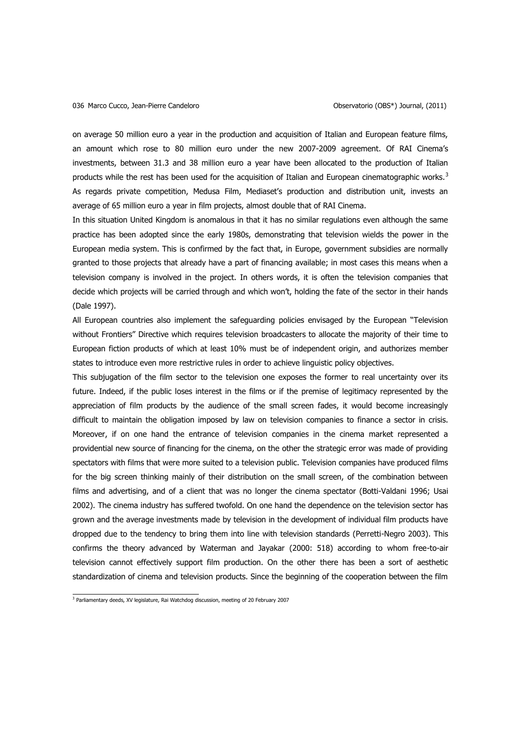on average 50 million euro a year in the production and acquisition of Italian and European feature films, an amount which rose to 80 million euro under the new 2007-2009 agreement. Of RAI Cinema's investments, between 31.3 and 38 million euro a year have been allocated to the production of Italian products while the rest has been used for the acquisition of Italian and European cinematographic works.[3] As regards private competition, Medusa Film, Mediaset's production and distribution unit, invests an average of 65 million euro a year in film projects, almost double that of RAI Cinema.

In this situation United Kingdom is anomalous in that it has no similar regulations even although the same practice has been adopted since the early 1980s, demonstrating that television wields the power in the European media system. This is confirmed by the fact that, in Europe, government subsidies are normally granted to those projects that already have a part of financing available; in most cases this means when a television company is involved in the project. In others words, it is often the television companies that decide which projects will be carried through and which won't, holding the fate of the sector in their hands (Dale 1997).

All European countries also implement the safeguarding policies envisaged by the European "Television without Frontiers" Directive which requires television broadcasters to allocate the majority of their time to European fiction products of which at least 10% must be of independent origin, and authorizes member states to introduce even more restrictive rules in order to achieve linguistic policy objectives.

This subjugation of the film sector to the television one exposes the former to real uncertainty over its future. Indeed, if the public loses interest in the films or if the premise of legitimacy represented by the appreciation of film products by the audience of the small screen fades, it would become increasingly difficult to maintain the obligation imposed by law on television companies to finance a sector in crisis. Moreover, if on one hand the entrance of television companies in the cinema market represented a providential new source of financing for the cinema, on the other the strategic error was made of providing spectators with films that were more suited to a television public. Television companies have produced films for the big screen thinking mainly of their distribution on the small screen, of the combination between films and advertising, and of a client that was no longer the cinema spectator (Botti-Valdani 1996; Usai 2002). The cinema industry has suffered twofold. On one hand the dependence on the television sector has grown and the average investments made by television in the development of individual film products have dropped due to the tendency to bring them into line with television standards (Perretti-Negro 2003). This confirms the theory advanced by Waterman and Jayakar (2000: 518) according to whom free-to-air television cannot effectively support film production. On the other there has been a sort of aesthetic standardization of cinema and television products. Since the beginning of the cooperation between the film

[3] Parliamentary deeds, XV legislature, Rai Watchdog discussion, meeting of 20 February 2007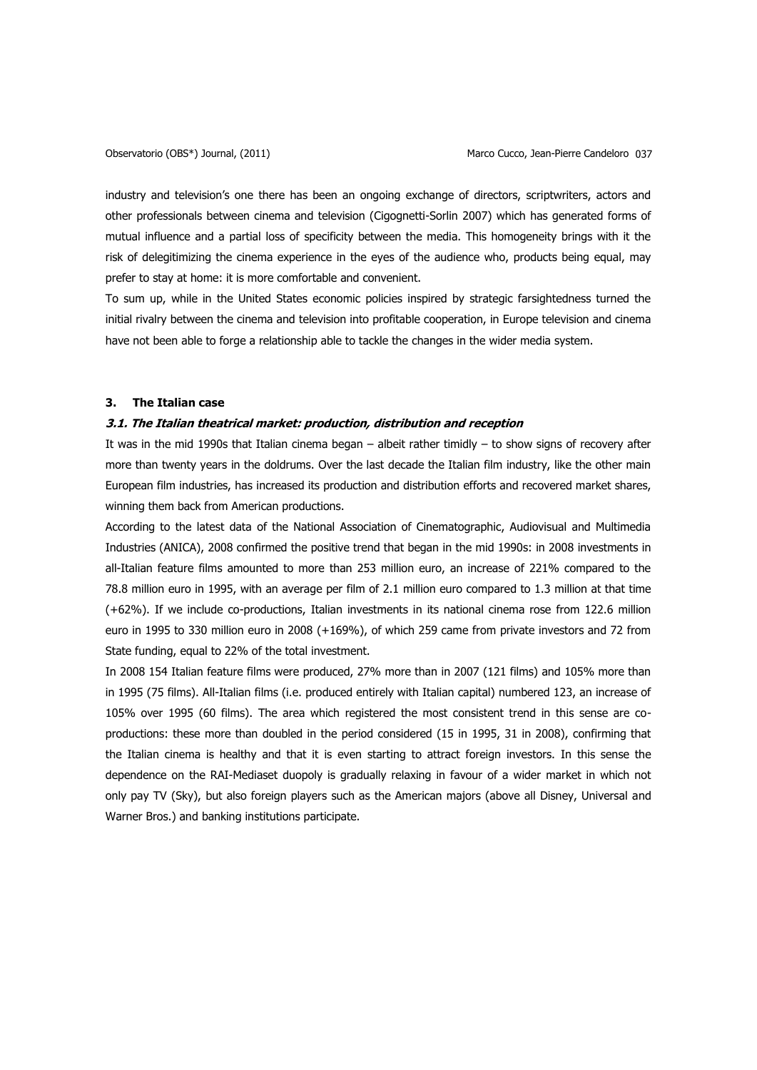industry and television's one there has been an ongoing exchange of directors, scriptwriters, actors and other professionals between cinema and television (Cigognetti-Sorlin 2007) which has generated forms of mutual influence and a partial loss of specificity between the media. This homogeneity brings with it the risk of delegitimizing the cinema experience in the eyes of the audience who, products being equal, may prefer to stay at home: it is more comfortable and convenient.

To sum up, while in the United States economic policies inspired by strategic farsightedness turned the initial rivalry between the cinema and television into profitable cooperation, in Europe television and cinema have not been able to forge a relationship able to tackle the changes in the wider media system.

## 3. The Italian case

### *3.1. The Italian theatrical market: production, distribution and reception*

It was in the mid 1990s that Italian cinema began – albeit rather timidly – to show signs of recovery after more than twenty years in the doldrums. Over the last decade the Italian film industry, like the other main European film industries, has increased its production and distribution efforts and recovered market shares, winning them back from American productions.

According to the latest data of the National Association of Cinematographic, Audiovisual and Multimedia Industries (ANICA), 2008 confirmed the positive trend that began in the mid 1990s: in 2008 investments in all-Italian feature films amounted to more than 253 million euro, an increase of 221% compared to the 78.8 million euro in 1995, with an average per film of 2.1 million euro compared to 1.3 million at that time (+62%). If we include co-productions, Italian investments in its national cinema rose from 122.6 million euro in 1995 to 330 million euro in 2008 (+169%), of which 259 came from private investors and 72 from State funding, equal to 22% of the total investment.

In 2008 154 Italian feature films were produced, 27% more than in 2007 (121 films) and 105% more than in 1995 (75 films). All-Italian films (i.e. produced entirely with Italian capital) numbered 123, an increase of 105% over 1995 (60 films). The area which registered the most consistent trend in this sense are co-productions: these more than doubled in the period considered (15 in 1995, 31 in 2008), confirming that the Italian cinema is healthy and that it is even starting to attract foreign investors. In this sense the dependence on the RAI-Mediaset duopoly is gradually relaxing in favour of a wider market in which not only pay TV (Sky), but also foreign players such as the American majors (above all Disney, Universal and Warner Bros.) and banking institutions participate.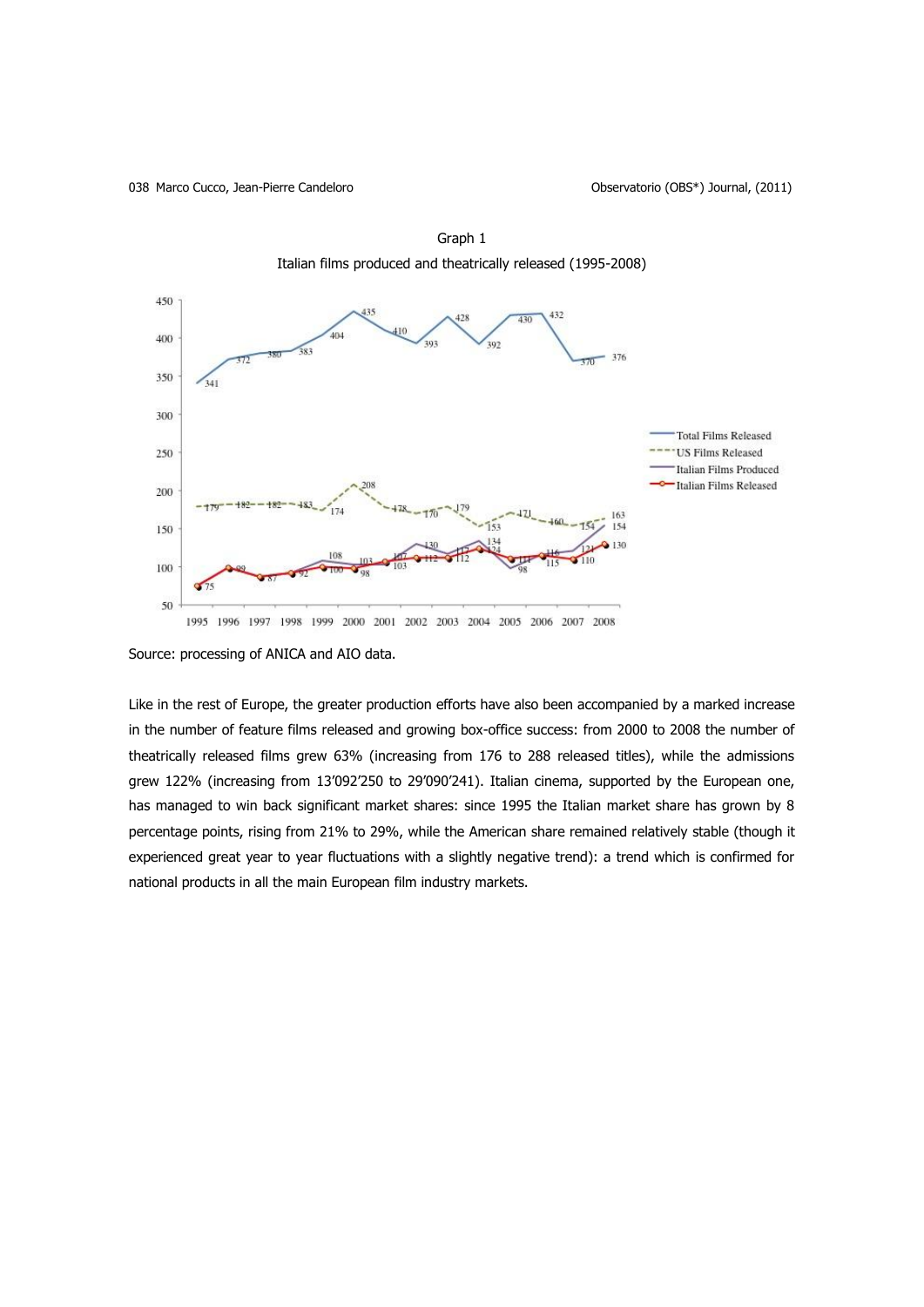Graph 1

Italian films produced and theatrically released (1995-2008)

Source: processing of ANICA and AIO data.

Like in the rest of Europe, the greater production efforts have also been accompanied by a marked increase in the number of feature films released and growing box-office success: from 2000 to 2008 the number of theatrically released films grew 63% (increasing from 176 to 288 released titles), while the admissions grew 122% (increasing from 13'092'250 to 29'090'241). Italian cinema, supported by the European one, has managed to win back significant market shares: since 1995 the Italian market share has grown by 8 percentage points, rising from 21% to 29%, while the American share remained relatively stable (though it experienced great year to year fluctuations with a slightly negative trend): a trend which is confirmed for national products in all the main European film industry markets.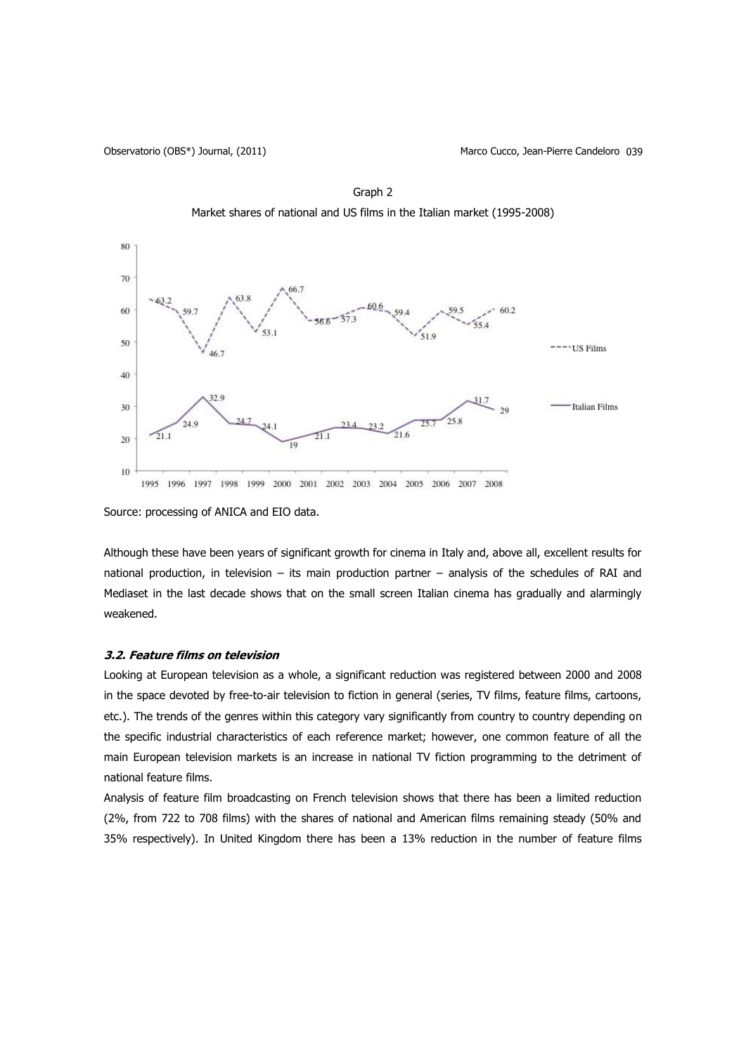Graph 2

Market shares of national and US films in the Italian market (1995-2008)

Source: processing of ANICA and EIO data.

Although these have been years of significant growth for cinema in Italy and, above all, excellent results for national production, in television – its main production partner – analysis of the schedules of RAI and Mediaset in the last decade shows that on the small screen Italian cinema has gradually and alarmingly weakened.

### *3.2. Feature films on television*

Looking at European television as a whole, a significant reduction was registered between 2000 and 2008 in the space devoted by free-to-air television to fiction in general (series, TV films, feature films, cartoons, etc.). The trends of the genres within this category vary significantly from country to country depending on the specific industrial characteristics of each reference market; however, one common feature of all the main European television markets is an increase in national TV fiction programming to the detriment of national feature films.

Analysis of feature film broadcasting on French television shows that there has been a limited reduction (2%, from 722 to 708 films) with the shares of national and American films remaining steady (50% and 35% respectively). In United Kingdom there has been a 13% reduction in the number of feature films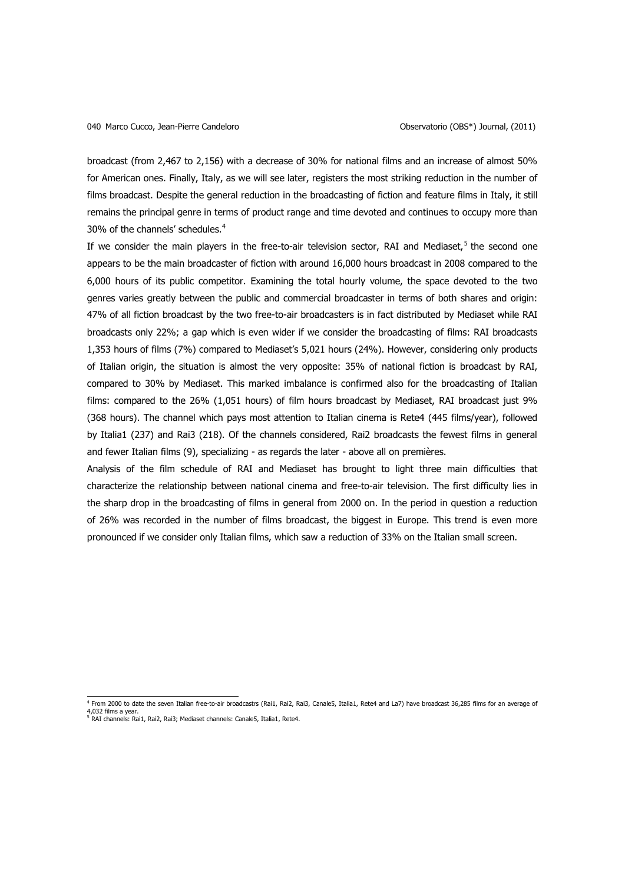broadcast (from 2,467 to 2,156) with a decrease of 30% for national films and an increase of almost 50% for American ones. Finally, Italy, as we will see later, registers the most striking reduction in the number of films broadcast. Despite the general reduction in the broadcasting of fiction and feature films in Italy, it still remains the principal genre in terms of product range and time devoted and continues to occupy more than 30% of the channels' schedules.[4]

If we consider the main players in the free-to-air television sector, RAI and Mediaset,[5] the second one appears to be the main broadcaster of fiction with around 16,000 hours broadcast in 2008 compared to the 6,000 hours of its public competitor. Examining the total hourly volume, the space devoted to the two genres varies greatly between the public and commercial broadcaster in terms of both shares and origin: 47% of all fiction broadcast by the two free-to-air broadcasters is in fact distributed by Mediaset while RAI broadcasts only 22%; a gap which is even wider if we consider the broadcasting of films: RAI broadcasts 1,353 hours of films (7%) compared to Mediaset's 5,021 hours (24%). However, considering only products of Italian origin, the situation is almost the very opposite: 35% of national fiction is broadcast by RAI, compared to 30% by Mediaset. This marked imbalance is confirmed also for the broadcasting of Italian films: compared to the 26% (1,051 hours) of film hours broadcast by Mediaset, RAI broadcast just 9% (368 hours). The channel which pays most attention to Italian cinema is Rete4 (445 films/year), followed by Italia1 (237) and Rai3 (218). Of the channels considered, Rai2 broadcasts the fewest films in general and fewer Italian films (9), specializing - as regards the later - above all on premières.

Analysis of the film schedule of RAI and Mediaset has brought to light three main difficulties that characterize the relationship between national cinema and free-to-air television. The first difficulty lies in the sharp drop in the broadcasting of films in general from 2000 on. In the period in question a reduction of 26% was recorded in the number of films broadcast, the biggest in Europe. This trend is even more pronounced if we consider only Italian films, which saw a reduction of 33% on the Italian small screen.

---

[4] From 2000 to date the seven Italian free-to-air broadcastrs (Rai1, Rai2, Rai3, Canale5, Italia1, Rete4 and La7) have broadcast 36,285 films for an average of 4,032 films a year.

[5] RAI channels: Rai1, Rai2, Rai3; Mediaset channels: Canale5, Italia1, Rete4.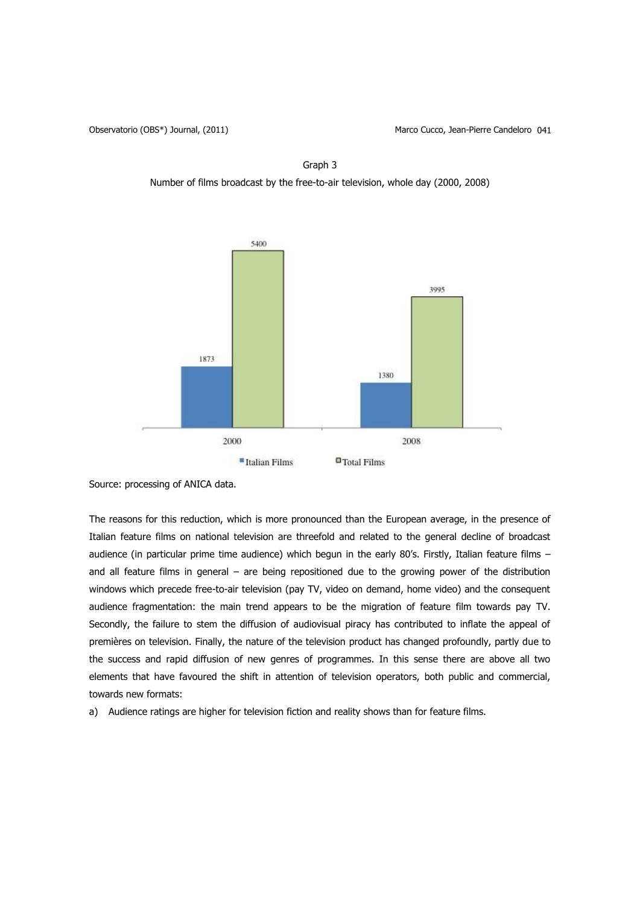Graph 3

Number of films broadcast by the free-to-air television, whole day (2000, 2008)

| | Italian Films | Total Films |
|---|---|---|
| 2000 | 1873 | 5400 |
| 2008 | 1380 | 3995 |

Source: processing of ANICA data.

The reasons for this reduction, which is more pronounced than the European average, in the presence of Italian feature films on national television are threefold and related to the general decline of broadcast audience (in particular prime time audience) which begun in the early 80's. Firstly, Italian feature films – and all feature films in general – are being repositioned due to the growing power of the distribution windows which precede free-to-air television (pay TV, video on demand, home video) and the consequent audience fragmentation: the main trend appears to be the migration of feature film towards pay TV. Secondly, the failure to stem the diffusion of audiovisual piracy has contributed to inflate the appeal of premières on television. Finally, the nature of the television product has changed profoundly, partly due to the success and rapid diffusion of new genres of programmes. In this sense there are above all two elements that have favoured the shift in attention of television operators, both public and commercial, towards new formats:

a) Audience ratings are higher for television fiction and reality shows than for feature films.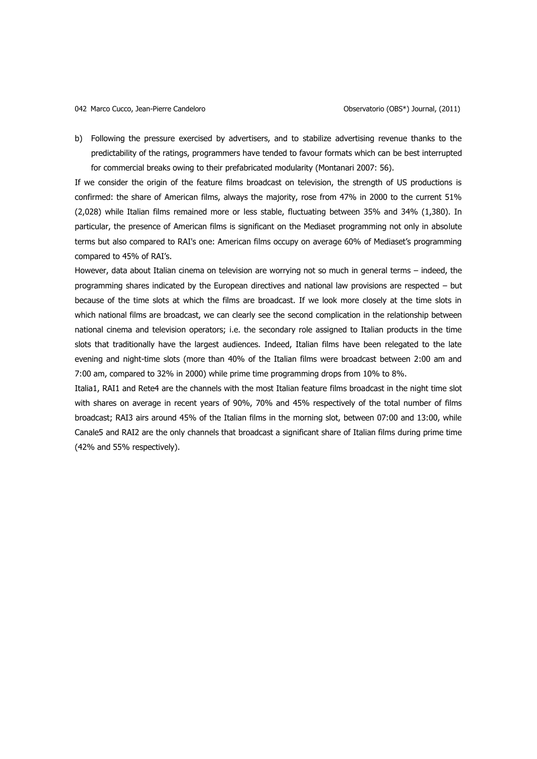b) Following the pressure exercised by advertisers, and to stabilize advertising revenue thanks to the predictability of the ratings, programmers have tended to favour formats which can be best interrupted for commercial breaks owing to their prefabricated modularity (Montanari 2007: 56).

If we consider the origin of the feature films broadcast on television, the strength of US productions is confirmed: the share of American films, always the majority, rose from 47% in 2000 to the current 51% (2,028) while Italian films remained more or less stable, fluctuating between 35% and 34% (1,380). In particular, the presence of American films is significant on the Mediaset programming not only in absolute terms but also compared to RAI's one: American films occupy on average 60% of Mediaset's programming compared to 45% of RAI's.

However, data about Italian cinema on television are worrying not so much in general terms – indeed, the programming shares indicated by the European directives and national law provisions are respected – but because of the time slots at which the films are broadcast. If we look more closely at the time slots in which national films are broadcast, we can clearly see the second complication in the relationship between national cinema and television operators; i.e. the secondary role assigned to Italian products in the time slots that traditionally have the largest audiences. Indeed, Italian films have been relegated to the late evening and night-time slots (more than 40% of the Italian films were broadcast between 2:00 am and 7:00 am, compared to 32% in 2000) while prime time programming drops from 10% to 8%.

Italia1, RAI1 and Rete4 are the channels with the most Italian feature films broadcast in the night time slot with shares on average in recent years of 90%, 70% and 45% respectively of the total number of films broadcast; RAI3 airs around 45% of the Italian films in the morning slot, between 07:00 and 13:00, while Canale5 and RAI2 are the only channels that broadcast a significant share of Italian films during prime time (42% and 55% respectively).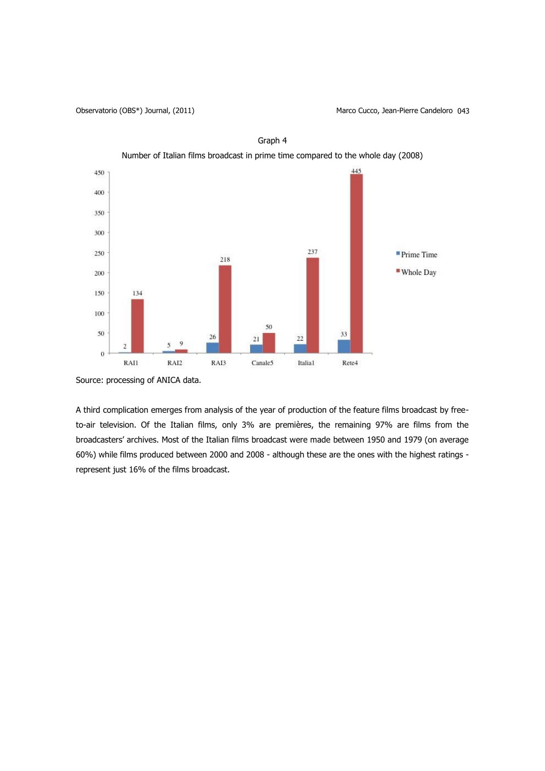Graph 4

Number of Italian films broadcast in prime time compared to the whole day (2008)

| | Prime Time | Whole Day |
|---|---|---|
| RAI1 | 2 | 134 |
| RAI2 | 5 | 9 |
| RAI3 | 26 | 218 |
| Canale5 | 21 | 50 |
| Italia1 | 22 | 237 |
| Rete4 | 33 | 445 |

Source: processing of ANICA data.

A third complication emerges from analysis of the year of production of the feature films broadcast by free-to-air television. Of the Italian films, only 3% are premières, the remaining 97% are films from the broadcasters' archives. Most of the Italian films broadcast were made between 1950 and 1979 (on average 60%) while films produced between 2000 and 2008 - although these are the ones with the highest ratings - represent just 16% of the films broadcast.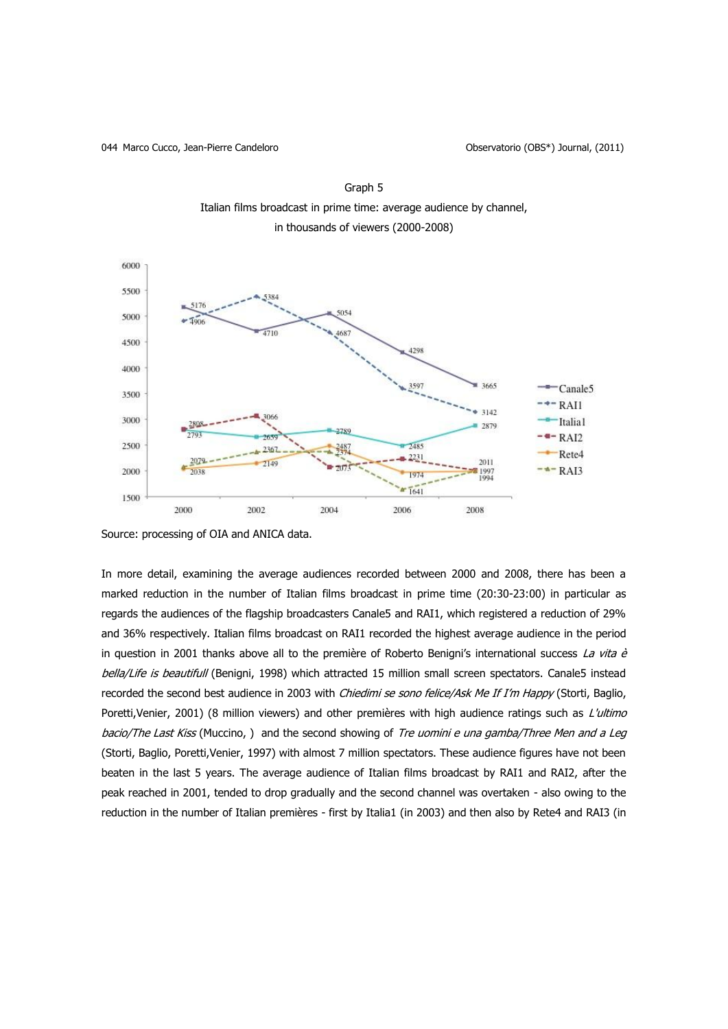Graph 5

Italian films broadcast in prime time: average audience by channel, in thousands of viewers (2000-2008)

Source: processing of OIA and ANICA data.

In more detail, examining the average audiences recorded between 2000 and 2008, there has been a marked reduction in the number of Italian films broadcast in prime time (20:30-23:00) in particular as regards the audiences of the flagship broadcasters Canale5 and RAI1, which registered a reduction of 29% and 36% respectively. Italian films broadcast on RAI1 recorded the highest average audience in the period in question in 2001 thanks above all to the première of Roberto Benigni's international success *La vita è bella/Life is beautifull* (Benigni, 1998) which attracted 15 million small screen spectators. Canale5 instead recorded the second best audience in 2003 with *Chiedimi se sono felice/Ask Me If I'm Happy* (Storti, Baglio, Poretti,Venier, 2001) (8 million viewers) and other premières with high audience ratings such as *L'ultimo bacio/The Last Kiss* (Muccino, ) and the second showing of *Tre uomini e una gamba/Three Men and a Leg* (Storti, Baglio, Poretti,Venier, 1997) with almost 7 million spectators. These audience figures have not been beaten in the last 5 years. The average audience of Italian films broadcast by RAI1 and RAI2, after the peak reached in 2001, tended to drop gradually and the second channel was overtaken - also owing to the reduction in the number of Italian premières - first by Italia1 (in 2003) and then also by Rete4 and RAI3 (in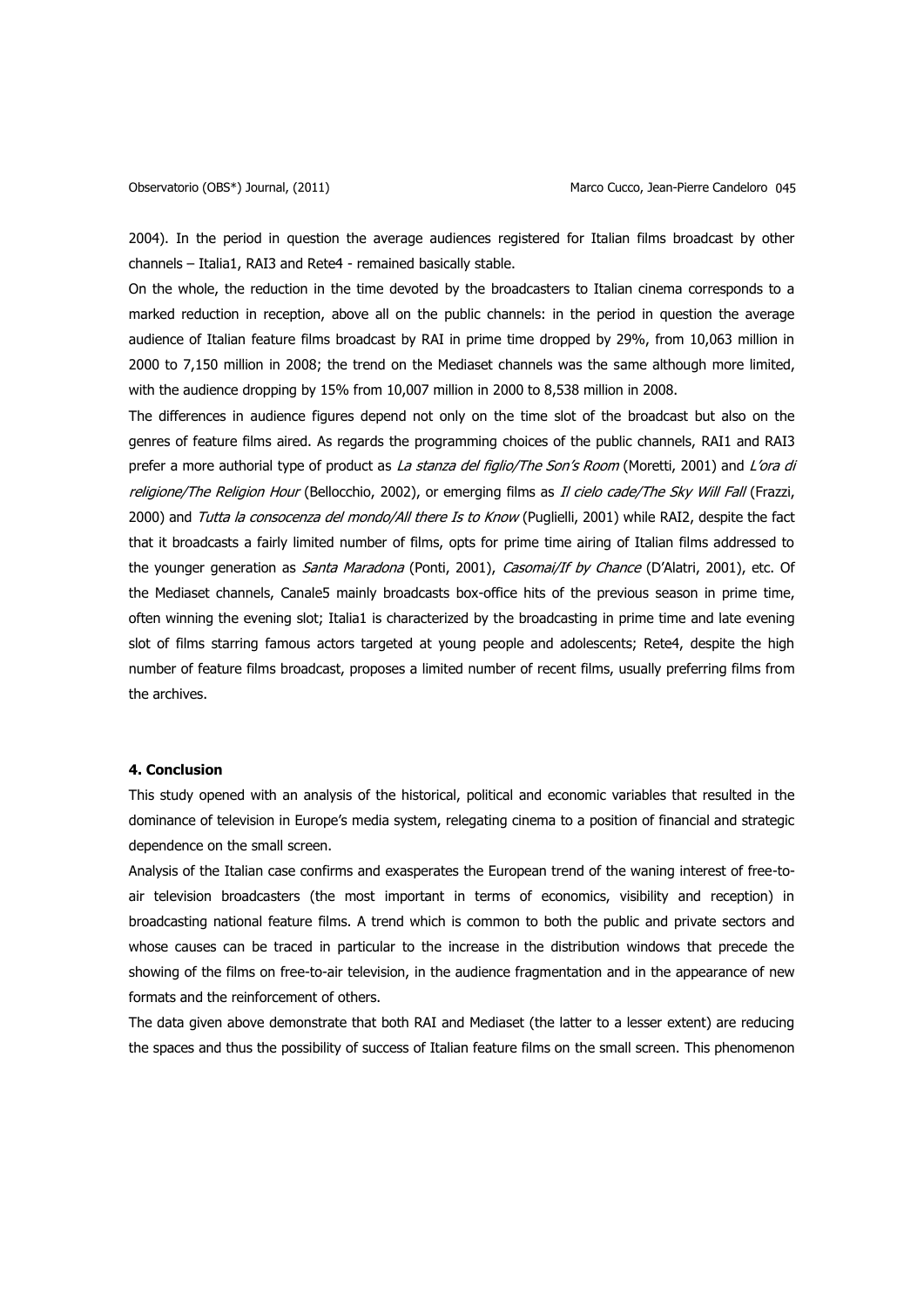2004). In the period in question the average audiences registered for Italian films broadcast by other channels – Italia1, RAI3 and Rete4 - remained basically stable.

On the whole, the reduction in the time devoted by the broadcasters to Italian cinema corresponds to a marked reduction in reception, above all on the public channels: in the period in question the average audience of Italian feature films broadcast by RAI in prime time dropped by 29%, from 10,063 million in 2000 to 7,150 million in 2008; the trend on the Mediaset channels was the same although more limited, with the audience dropping by 15% from 10,007 million in 2000 to 8,538 million in 2008.

The differences in audience figures depend not only on the time slot of the broadcast but also on the genres of feature films aired. As regards the programming choices of the public channels, RAI1 and RAI3 prefer a more authorial type of product as *La stanza del figlio/The Son's Room* (Moretti, 2001) and *L'ora di religione/The Religion Hour* (Bellocchio, 2002), or emerging films as *Il cielo cade/The Sky Will Fall* (Frazzi, 2000) and *Tutta la consocenza del mondo/All there Is to Know* (Puglielli, 2001) while RAI2, despite the fact that it broadcasts a fairly limited number of films, opts for prime time airing of Italian films addressed to the younger generation as *Santa Maradona* (Ponti, 2001), *Casomai/If by Chance* (D'Alatri, 2001), etc. Of the Mediaset channels, Canale5 mainly broadcasts box-office hits of the previous season in prime time, often winning the evening slot; Italia1 is characterized by the broadcasting in prime time and late evening slot of films starring famous actors targeted at young people and adolescents; Rete4, despite the high number of feature films broadcast, proposes a limited number of recent films, usually preferring films from the archives.

## 4. Conclusion

This study opened with an analysis of the historical, political and economic variables that resulted in the dominance of television in Europe's media system, relegating cinema to a position of financial and strategic dependence on the small screen.

Analysis of the Italian case confirms and exasperates the European trend of the waning interest of free-to-air television broadcasters (the most important in terms of economics, visibility and reception) in broadcasting national feature films. A trend which is common to both the public and private sectors and whose causes can be traced in particular to the increase in the distribution windows that precede the showing of the films on free-to-air television, in the audience fragmentation and in the appearance of new formats and the reinforcement of others.

The data given above demonstrate that both RAI and Mediaset (the latter to a lesser extent) are reducing the spaces and thus the possibility of success of Italian feature films on the small screen. This phenomenon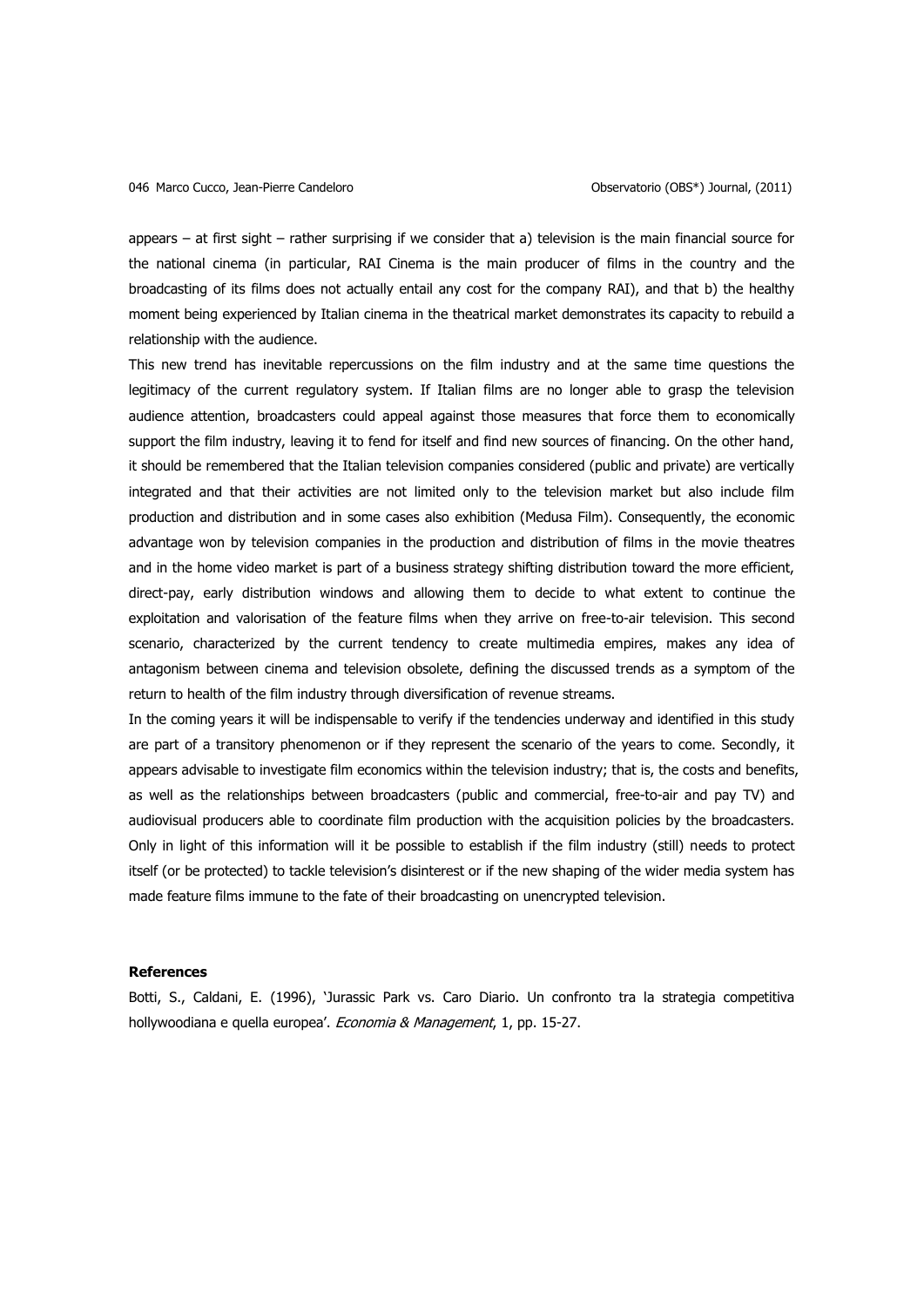appears – at first sight – rather surprising if we consider that a) television is the main financial source for the national cinema (in particular, RAI Cinema is the main producer of films in the country and the broadcasting of its films does not actually entail any cost for the company RAI), and that b) the healthy moment being experienced by Italian cinema in the theatrical market demonstrates its capacity to rebuild a relationship with the audience.

This new trend has inevitable repercussions on the film industry and at the same time questions the legitimacy of the current regulatory system. If Italian films are no longer able to grasp the television audience attention, broadcasters could appeal against those measures that force them to economically support the film industry, leaving it to fend for itself and find new sources of financing. On the other hand, it should be remembered that the Italian television companies considered (public and private) are vertically integrated and that their activities are not limited only to the television market but also include film production and distribution and in some cases also exhibition (Medusa Film). Consequently, the economic advantage won by television companies in the production and distribution of films in the movie theatres and in the home video market is part of a business strategy shifting distribution toward the more efficient, direct-pay, early distribution windows and allowing them to decide to what extent to continue the exploitation and valorisation of the feature films when they arrive on free-to-air television. This second scenario, characterized by the current tendency to create multimedia empires, makes any idea of antagonism between cinema and television obsolete, defining the discussed trends as a symptom of the return to health of the film industry through diversification of revenue streams.

In the coming years it will be indispensable to verify if the tendencies underway and identified in this study are part of a transitory phenomenon or if they represent the scenario of the years to come. Secondly, it appears advisable to investigate film economics within the television industry; that is, the costs and benefits, as well as the relationships between broadcasters (public and commercial, free-to-air and pay TV) and audiovisual producers able to coordinate film production with the acquisition policies by the broadcasters. Only in light of this information will it be possible to establish if the film industry (still) needs to protect itself (or be protected) to tackle television's disinterest or if the new shaping of the wider media system has made feature films immune to the fate of their broadcasting on unencrypted television.

## References

Botti, S., Caldani, E. (1996), 'Jurassic Park vs. Caro Diario. Un confronto tra la strategia competitiva hollywoodiana e quella europea'. *Economia & Management*, 1, pp. 15-27.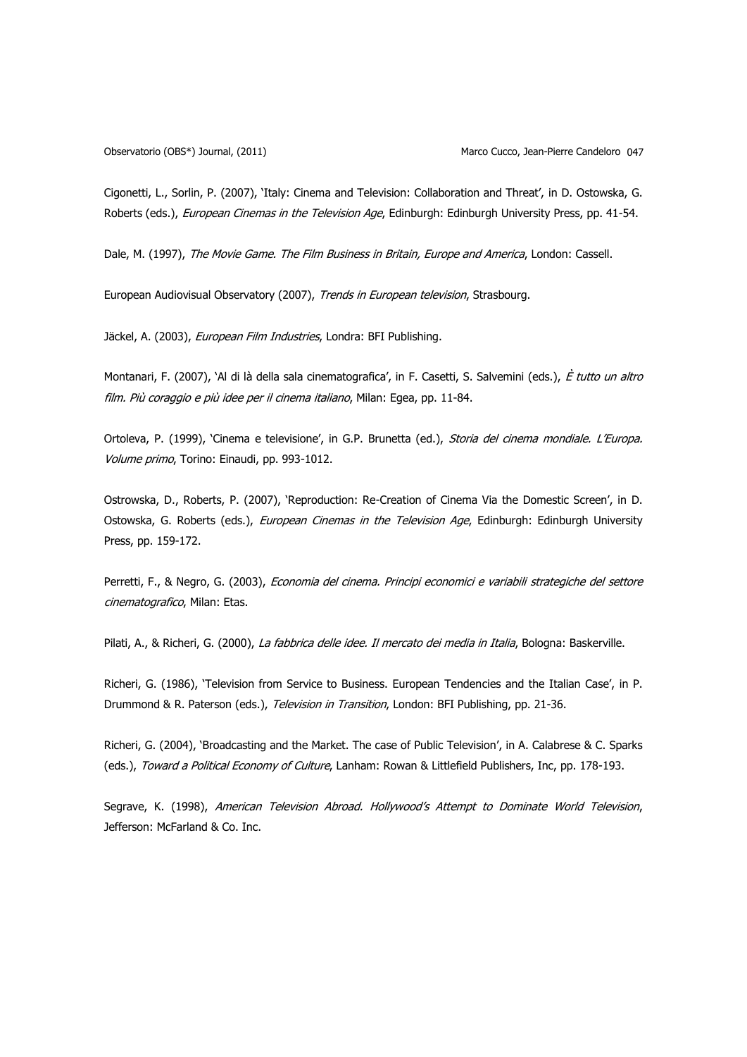Cigonetti, L., Sorlin, P. (2007), 'Italy: Cinema and Television: Collaboration and Threat', in D. Ostowska, G. Roberts (eds.), *European Cinemas in the Television Age*, Edinburgh: Edinburgh University Press, pp. 41-54.

Dale, M. (1997), *The Movie Game. The Film Business in Britain, Europe and America*, London: Cassell.

European Audiovisual Observatory (2007), *Trends in European television*, Strasbourg.

Jäckel, A. (2003), *European Film Industries*, Londra: BFI Publishing.

Montanari, F. (2007), 'Al di là della sala cinematografica', in F. Casetti, S. Salvemini (eds.), *È tutto un altro film. Più coraggio e più idee per il cinema italiano*, Milan: Egea, pp. 11-84.

Ortoleva, P. (1999), 'Cinema e televisione', in G.P. Brunetta (ed.), *Storia del cinema mondiale. L'Europa. Volume primo*, Torino: Einaudi, pp. 993-1012.

Ostrowska, D., Roberts, P. (2007), 'Reproduction: Re-Creation of Cinema Via the Domestic Screen', in D. Ostowska, G. Roberts (eds.), *European Cinemas in the Television Age*, Edinburgh: Edinburgh University Press, pp. 159-172.

Perretti, F., & Negro, G. (2003), *Economia del cinema. Principi economici e variabili strategiche del settore cinematografico*, Milan: Etas.

Pilati, A., & Richeri, G. (2000), *La fabbrica delle idee. Il mercato dei media in Italia*, Bologna: Baskerville.

Richeri, G. (1986), 'Television from Service to Business. European Tendencies and the Italian Case', in P. Drummond & R. Paterson (eds.), *Television in Transition*, London: BFI Publishing, pp. 21-36.

Richeri, G. (2004), 'Broadcasting and the Market. The case of Public Television', in A. Calabrese & C. Sparks (eds.), *Toward a Political Economy of Culture*, Lanham: Rowan & Littlefield Publishers, Inc, pp. 178-193.

Segrave, K. (1998), *American Television Abroad. Hollywood's Attempt to Dominate World Television*, Jefferson: McFarland & Co. Inc.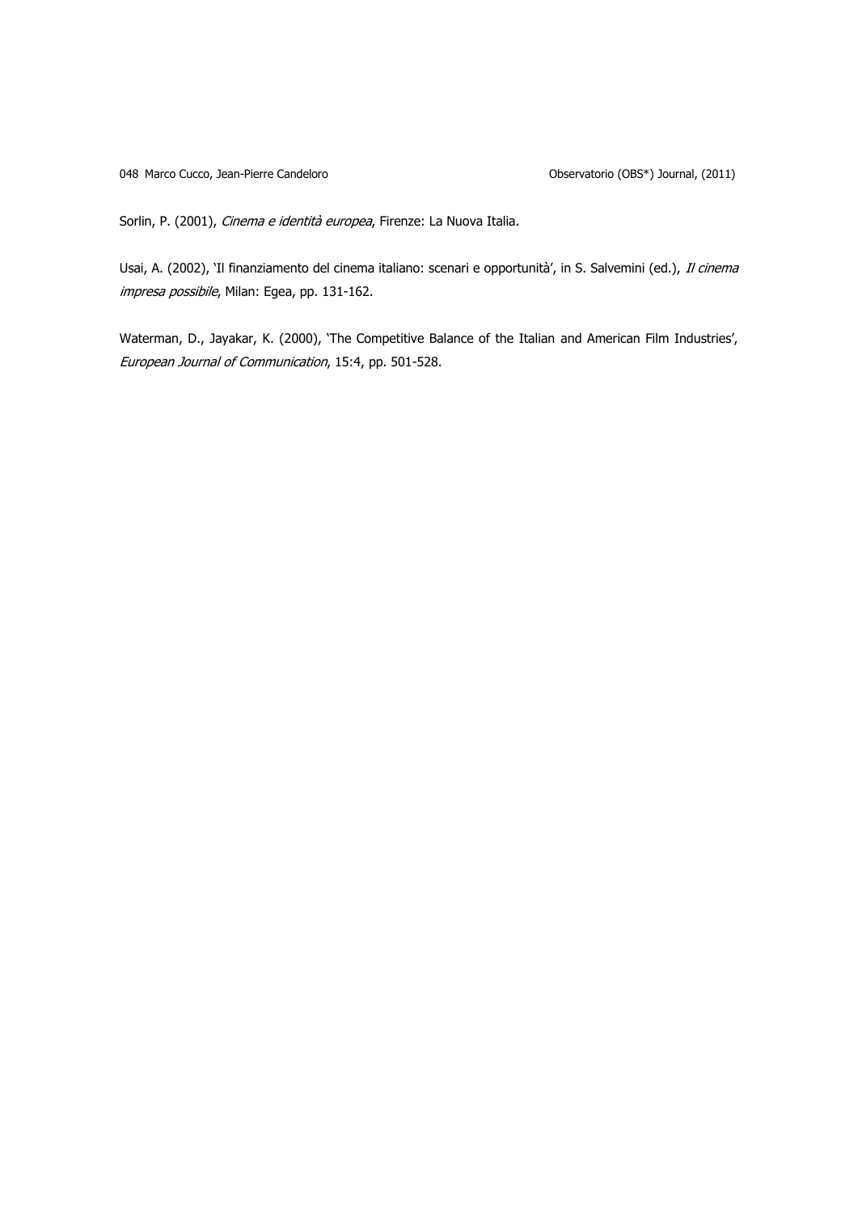Sorlin, P. (2001), *Cinema e identità europea*, Firenze: La Nuova Italia.

Usai, A. (2002), 'Il finanziamento del cinema italiano: scenari e opportunità', in S. Salvemini (ed.), *Il cinema impresa possibile*, Milan: Egea, pp. 131-162.

Waterman, D., Jayakar, K. (2000), 'The Competitive Balance of the Italian and American Film Industries', *European Journal of Communication*, 15:4, pp. 501-528.